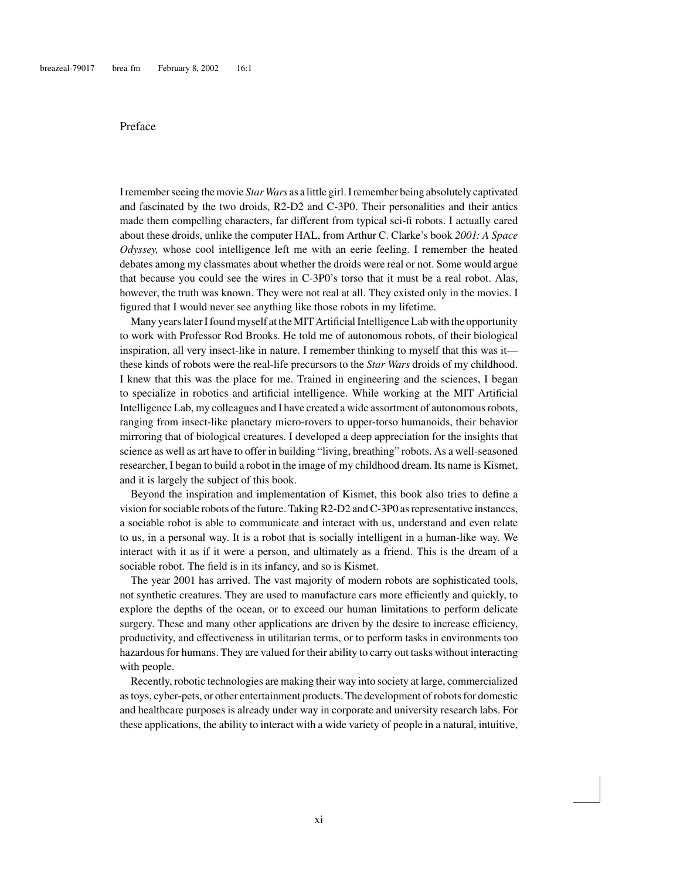# Preface

I remember seeing the movie *Star Wars* as a little girl. I remember being absolutely captivated and fascinated by the two droids, R2-D2 and C-3P0. Their personalities and their antics made them compelling characters, far different from typical sci-fi robots. I actually cared about these droids, unlike the computer HAL, from Arthur C. Clarke's book *2001: A Space Odyssey,* whose cool intelligence left me with an eerie feeling. I remember the heated debates among my classmates about whether the droids were real or not. Some would argue that because you could see the wires in C-3P0's torso that it must be a real robot. Alas, however, the truth was known. They were not real at all. They existed only in the movies. I figured that I would never see anything like those robots in my lifetime.

Many years later I found myself at the MIT Artificial Intelligence Lab with the opportunity to work with Professor Rod Brooks. He told me of autonomous robots, of their biological inspiration, all very insect-like in nature. I remember thinking to myself that this was it—these kinds of robots were the real-life precursors to the *Star Wars* droids of my childhood. I knew that this was the place for me. Trained in engineering and the sciences, I began to specialize in robotics and artificial intelligence. While working at the MIT Artificial Intelligence Lab, my colleagues and I have created a wide assortment of autonomous robots, ranging from insect-like planetary micro-rovers to upper-torso humanoids, their behavior mirroring that of biological creatures. I developed a deep appreciation for the insights that science as well as art have to offer in building "living, breathing" robots. As a well-seasoned researcher, I began to build a robot in the image of my childhood dream. Its name is Kismet, and it is largely the subject of this book.

Beyond the inspiration and implementation of Kismet, this book also tries to define a vision for sociable robots of the future. Taking R2-D2 and C-3P0 as representative instances, a sociable robot is able to communicate and interact with us, understand and even relate to us, in a personal way. It is a robot that is socially intelligent in a human-like way. We interact with it as if it were a person, and ultimately as a friend. This is the dream of a sociable robot. The field is in its infancy, and so is Kismet.

The year 2001 has arrived. The vast majority of modern robots are sophisticated tools, not synthetic creatures. They are used to manufacture cars more efficiently and quickly, to explore the depths of the ocean, or to exceed our human limitations to perform delicate surgery. These and many other applications are driven by the desire to increase efficiency, productivity, and effectiveness in utilitarian terms, or to perform tasks in environments too hazardous for humans. They are valued for their ability to carry out tasks without interacting with people.

Recently, robotic technologies are making their way into society at large, commercialized as toys, cyber-pets, or other entertainment products. The development of robots for domestic and healthcare purposes is already under way in corporate and university research labs. For these applications, the ability to interact with a wide variety of people in a natural, intuitive,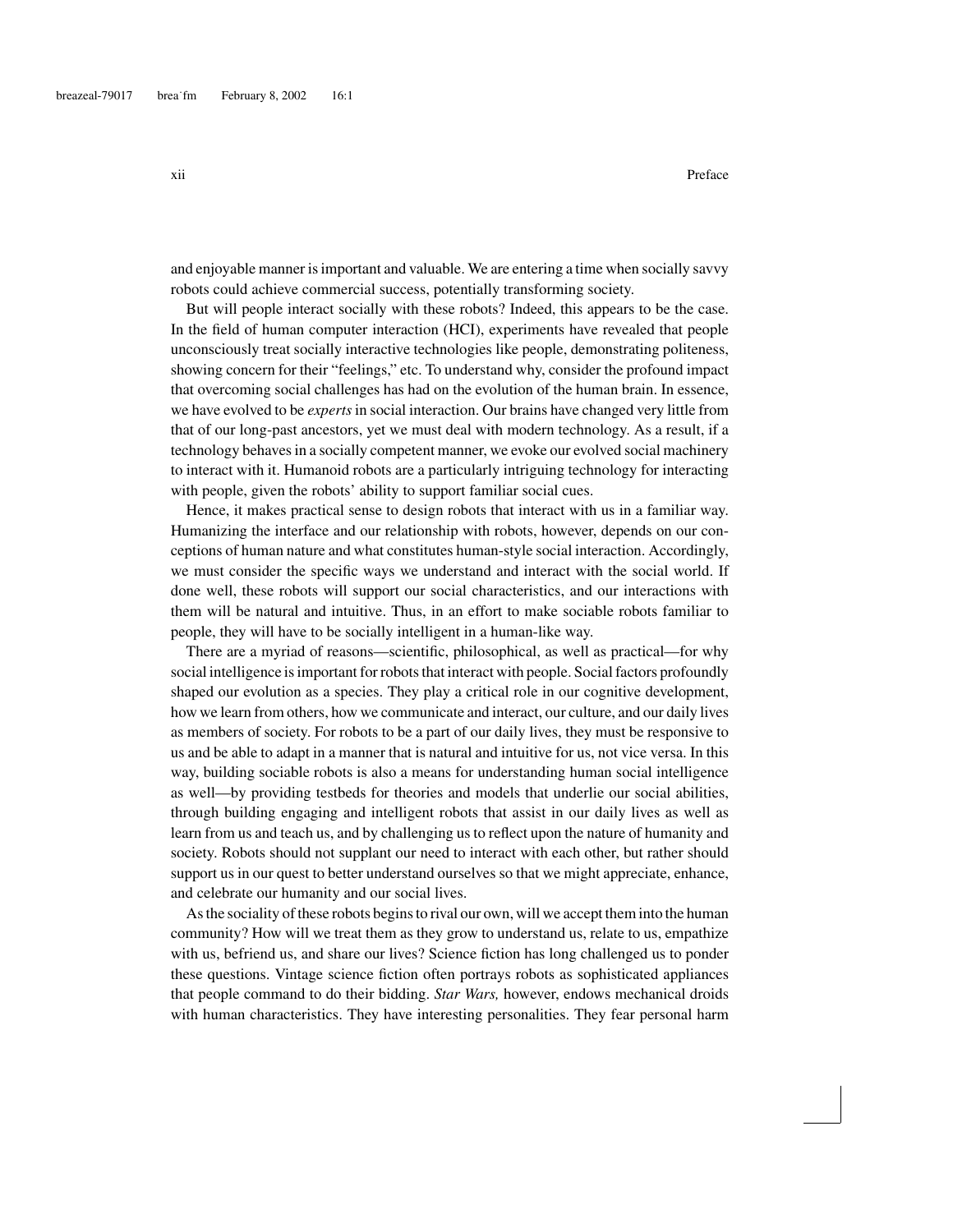and enjoyable manner is important and valuable. We are entering a time when socially savvy robots could achieve commercial success, potentially transforming society.

But will people interact socially with these robots? Indeed, this appears to be the case. In the field of human computer interaction (HCI), experiments have revealed that people unconsciously treat socially interactive technologies like people, demonstrating politeness, showing concern for their "feelings," etc. To understand why, consider the profound impact that overcoming social challenges has had on the evolution of the human brain. In essence, we have evolved to be *experts* in social interaction. Our brains have changed very little from that of our long-past ancestors, yet we must deal with modern technology. As a result, if a technology behaves in a socially competent manner, we evoke our evolved social machinery to interact with it. Humanoid robots are a particularly intriguing technology for interacting with people, given the robots' ability to support familiar social cues.

Hence, it makes practical sense to design robots that interact with us in a familiar way. Humanizing the interface and our relationship with robots, however, depends on our conceptions of human nature and what constitutes human-style social interaction. Accordingly, we must consider the specific ways we understand and interact with the social world. If done well, these robots will support our social characteristics, and our interactions with them will be natural and intuitive. Thus, in an effort to make sociable robots familiar to people, they will have to be socially intelligent in a human-like way.

There are a myriad of reasons—scientific, philosophical, as well as practical—for why social intelligence is important for robots that interact with people. Social factors profoundly shaped our evolution as a species. They play a critical role in our cognitive development, how we learn from others, how we communicate and interact, our culture, and our daily lives as members of society. For robots to be a part of our daily lives, they must be responsive to us and be able to adapt in a manner that is natural and intuitive for us, not vice versa. In this way, building sociable robots is also a means for understanding human social intelligence as well—by providing testbeds for theories and models that underlie our social abilities, through building engaging and intelligent robots that assist in our daily lives as well as learn from us and teach us, and by challenging us to reflect upon the nature of humanity and society. Robots should not supplant our need to interact with each other, but rather should support us in our quest to better understand ourselves so that we might appreciate, enhance, and celebrate our humanity and our social lives.

As the sociality of these robots begins to rival our own, will we accept them into the human community? How will we treat them as they grow to understand us, relate to us, empathize with us, befriend us, and share our lives? Science fiction has long challenged us to ponder these questions. Vintage science fiction often portrays robots as sophisticated appliances that people command to do their bidding. *Star Wars,* however, endows mechanical droids with human characteristics. They have interesting personalities. They fear personal harm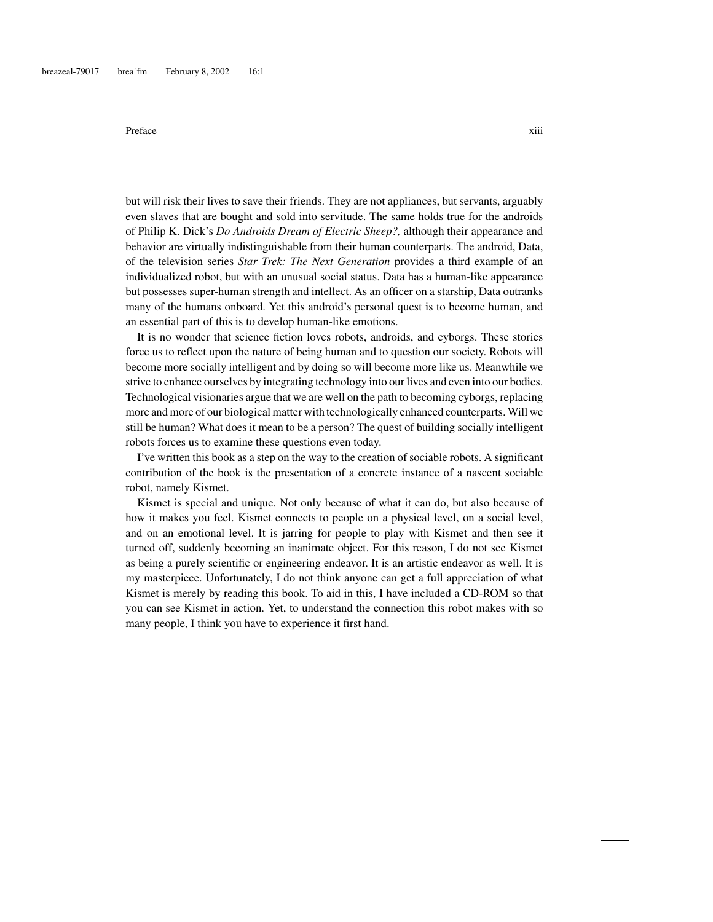but will risk their lives to save their friends. They are not appliances, but servants, arguably even slaves that are bought and sold into servitude. The same holds true for the androids of Philip K. Dick's *Do Androids Dream of Electric Sheep?,* although their appearance and behavior are virtually indistinguishable from their human counterparts. The android, Data, of the television series *Star Trek: The Next Generation* provides a third example of an individualized robot, but with an unusual social status. Data has a human-like appearance but possesses super-human strength and intellect. As an officer on a starship, Data outranks many of the humans onboard. Yet this android's personal quest is to become human, and an essential part of this is to develop human-like emotions.

It is no wonder that science fiction loves robots, androids, and cyborgs. These stories force us to reflect upon the nature of being human and to question our society. Robots will become more socially intelligent and by doing so will become more like us. Meanwhile we strive to enhance ourselves by integrating technology into our lives and even into our bodies. Technological visionaries argue that we are well on the path to becoming cyborgs, replacing more and more of our biological matter with technologically enhanced counterparts. Will we still be human? What does it mean to be a person? The quest of building socially intelligent robots forces us to examine these questions even today.

I've written this book as a step on the way to the creation of sociable robots. A significant contribution of the book is the presentation of a concrete instance of a nascent sociable robot, namely Kismet.

Kismet is special and unique. Not only because of what it can do, but also because of how it makes you feel. Kismet connects to people on a physical level, on a social level, and on an emotional level. It is jarring for people to play with Kismet and then see it turned off, suddenly becoming an inanimate object. For this reason, I do not see Kismet as being a purely scientific or engineering endeavor. It is an artistic endeavor as well. It is my masterpiece. Unfortunately, I do not think anyone can get a full appreciation of what Kismet is merely by reading this book. To aid in this, I have included a CD-ROM so that you can see Kismet in action. Yet, to understand the connection this robot makes with so many people, I think you have to experience it first hand.